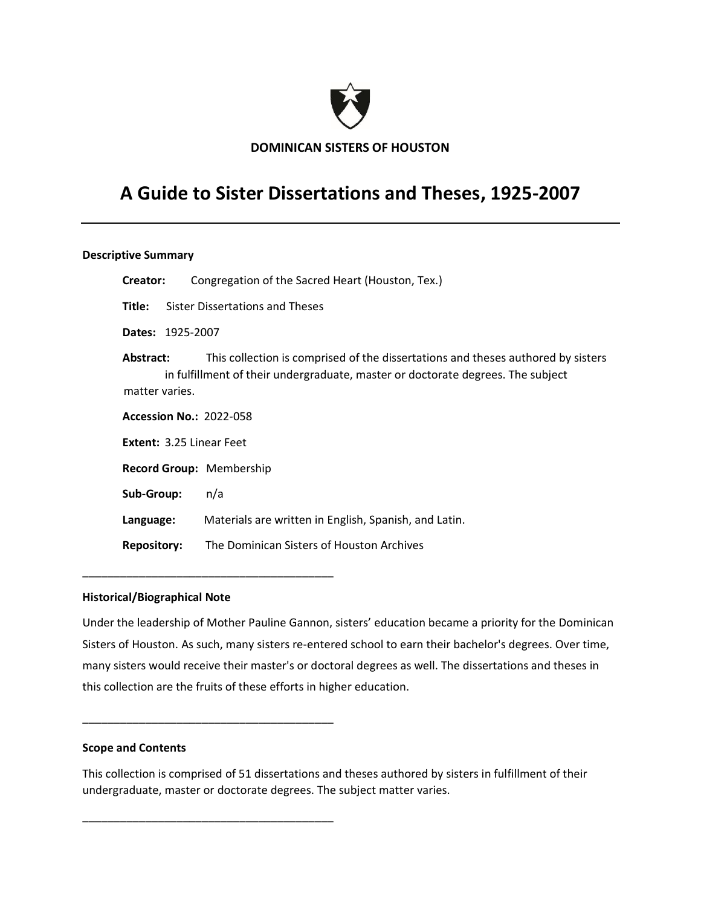**DOMINICAN SISTERS OF HOUSTON**

# A Guide to Sister Dissertations and Theses, 1925-2007

---

### Descriptive Summary

**Creator:** Congregation of the Sacred Heart (Houston, Tex.)

**Title:** Sister Dissertations and Theses

**Dates:** 1925-2007

**Abstract:** This collection is comprised of the dissertations and theses authored by sisters in fulfillment of their undergraduate, master or doctorate degrees. The subject matter varies.

**Accession No.:** 2022-058

**Extent:** 3.25 Linear Feet

**Record Group:** Membership

**Sub-Group:** n/a

**Language:** Materials are written in English, Spanish, and Latin.

**Repository:** The Dominican Sisters of Houston Archives

---

### Historical/Biographical Note

Under the leadership of Mother Pauline Gannon, sisters' education became a priority for the Dominican Sisters of Houston. As such, many sisters re-entered school to earn their bachelor's degrees. Over time, many sisters would receive their master's or doctoral degrees as well. The dissertations and theses in this collection are the fruits of these efforts in higher education.

---

### Scope and Contents

This collection is comprised of 51 dissertations and theses authored by sisters in fulfillment of their undergraduate, master or doctorate degrees. The subject matter varies.

---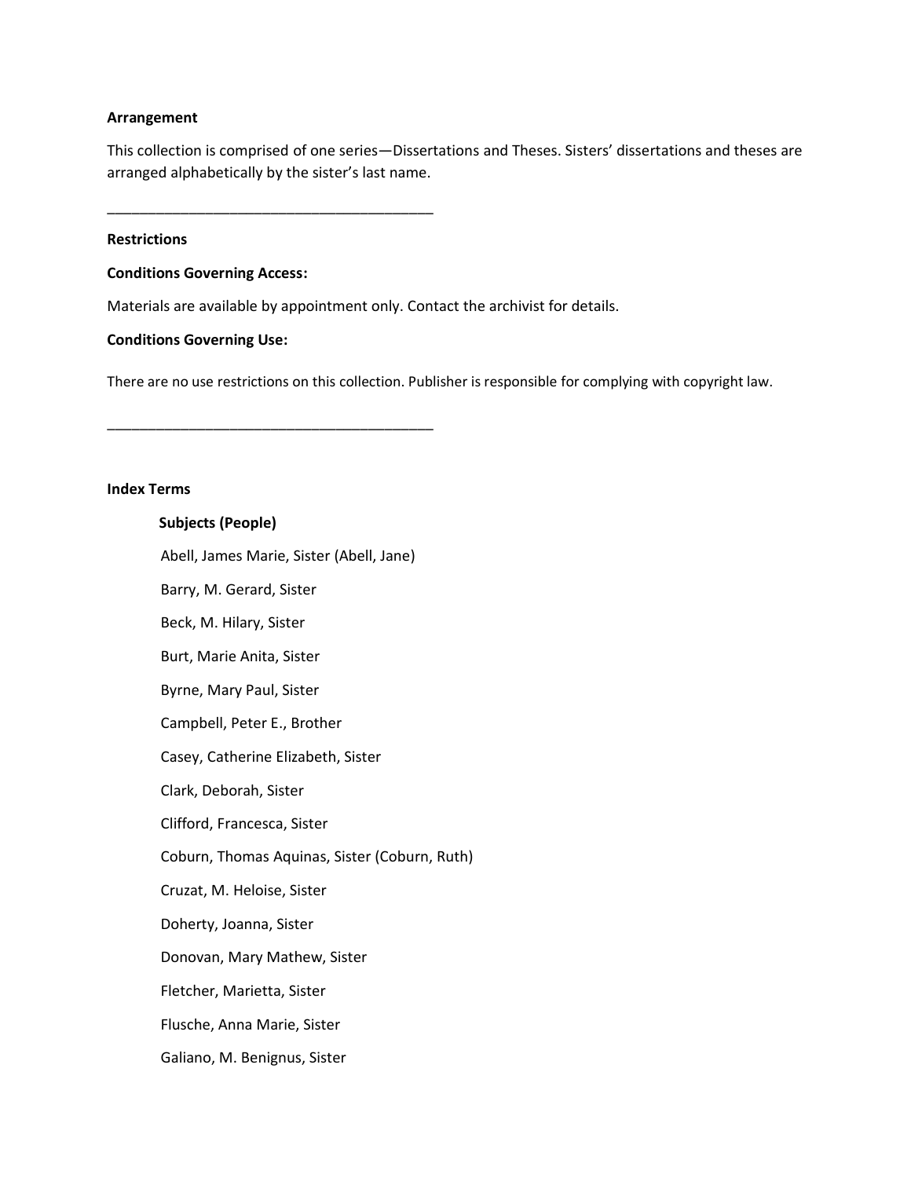**Arrangement**

This collection is comprised of one series—Dissertations and Theses. Sisters' dissertations and theses are arranged alphabetically by the sister's last name.

________________________________________

**Restrictions**

**Conditions Governing Access:**

Materials are available by appointment only. Contact the archivist for details.

**Conditions Governing Use:**

There are no use restrictions on this collection. Publisher is responsible for complying with copyright law.

________________________________________

**Index Terms**

**Subjects (People)**

Abell, James Marie, Sister (Abell, Jane)

Barry, M. Gerard, Sister

Beck, M. Hilary, Sister

Burt, Marie Anita, Sister

Byrne, Mary Paul, Sister

Campbell, Peter E., Brother

Casey, Catherine Elizabeth, Sister

Clark, Deborah, Sister

Clifford, Francesca, Sister

Coburn, Thomas Aquinas, Sister (Coburn, Ruth)

Cruzat, M. Heloise, Sister

Doherty, Joanna, Sister

Donovan, Mary Mathew, Sister

Fletcher, Marietta, Sister

Flusche, Anna Marie, Sister

Galiano, M. Benignus, Sister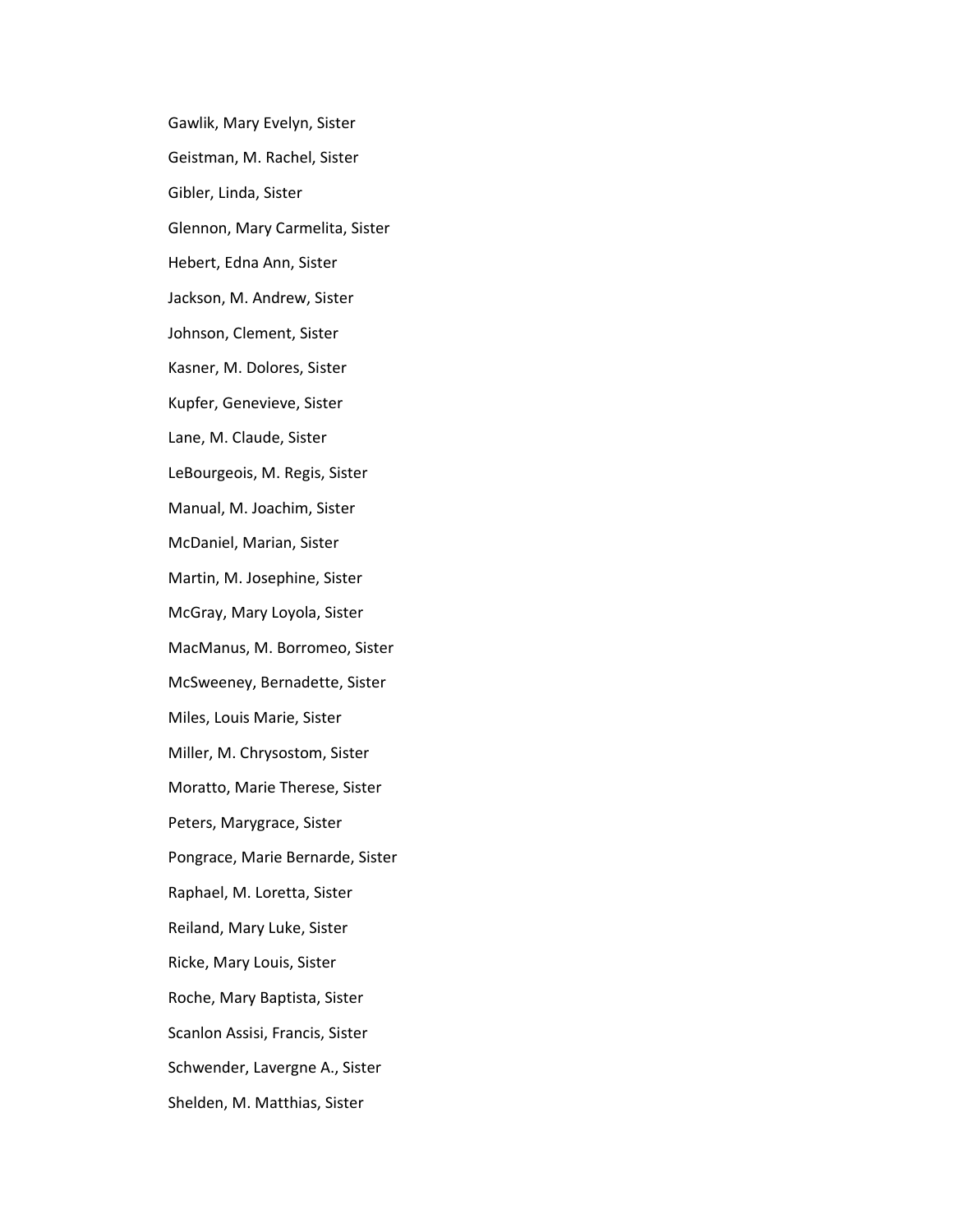Gawlik, Mary Evelyn, Sister

Geistman, M. Rachel, Sister

Gibler, Linda, Sister

Glennon, Mary Carmelita, Sister

Hebert, Edna Ann, Sister

Jackson, M. Andrew, Sister

Johnson, Clement, Sister

Kasner, M. Dolores, Sister

Kupfer, Genevieve, Sister

Lane, M. Claude, Sister

LeBourgeois, M. Regis, Sister

Manual, M. Joachim, Sister

McDaniel, Marian, Sister

Martin, M. Josephine, Sister

McGray, Mary Loyola, Sister

MacManus, M. Borromeo, Sister

McSweeney, Bernadette, Sister

Miles, Louis Marie, Sister

Miller, M. Chrysostom, Sister

Moratto, Marie Therese, Sister

Peters, Marygrace, Sister

Pongrace, Marie Bernarde, Sister

Raphael, M. Loretta, Sister

Reiland, Mary Luke, Sister

Ricke, Mary Louis, Sister

Roche, Mary Baptista, Sister

Scanlon Assisi, Francis, Sister

Schwender, Lavergne A., Sister

Shelden, M. Matthias, Sister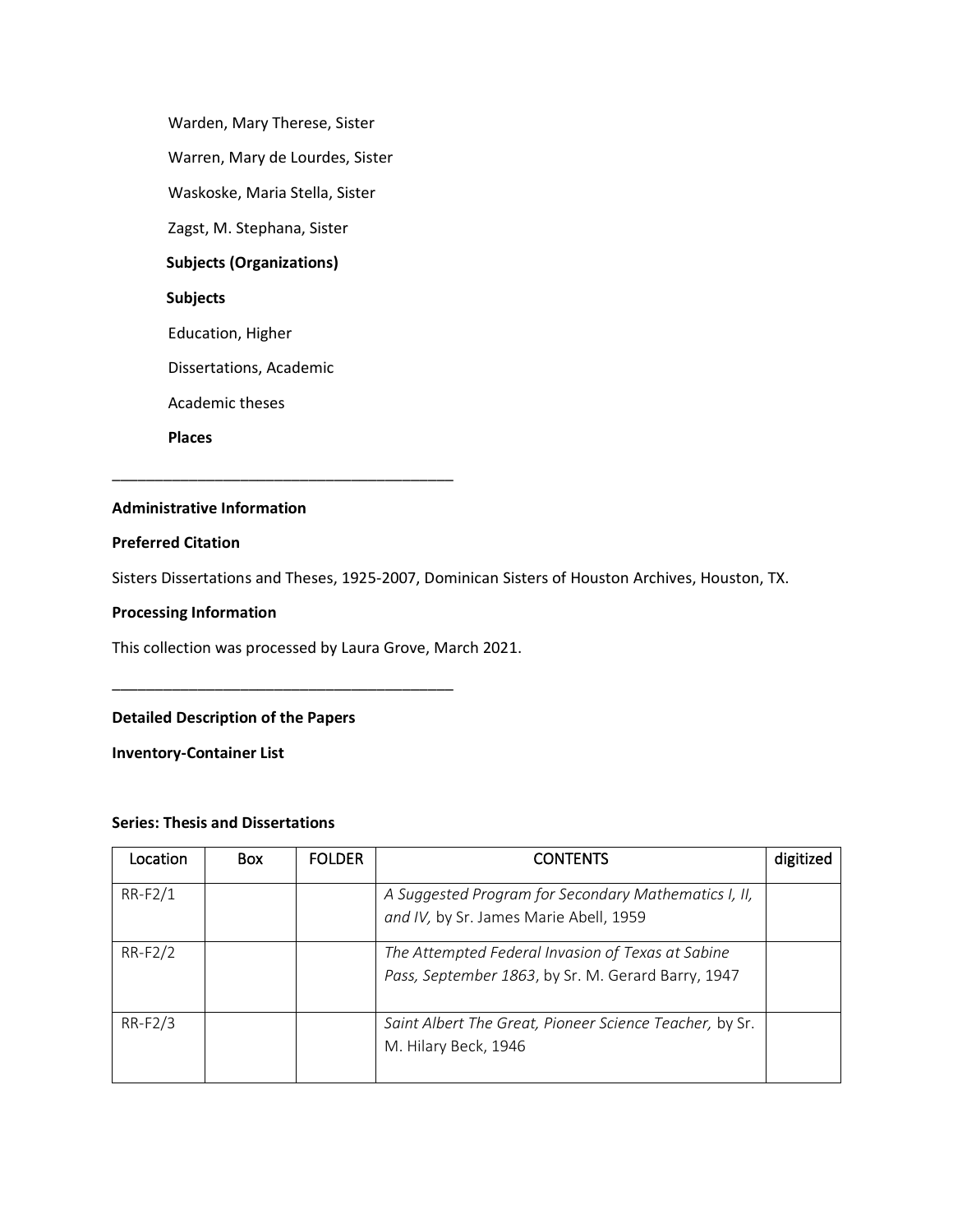Warden, Mary Therese, Sister

Warren, Mary de Lourdes, Sister

Waskoske, Maria Stella, Sister

Zagst, M. Stephana, Sister

**Subjects (Organizations)**

**Subjects**

Education, Higher

Dissertations, Academic

Academic theses

**Places**

---

**Administrative Information**

**Preferred Citation**

Sisters Dissertations and Theses, 1925-2007, Dominican Sisters of Houston Archives, Houston, TX.

**Processing Information**

This collection was processed by Laura Grove, March 2021.

---

**Detailed Description of the Papers**

**Inventory-Container List**

**Series: Thesis and Dissertations**

| Location | Box | FOLDER | CONTENTS | digitized |
|---|---|---|---|---|
| RR-F2/1 | | | *A Suggested Program for Secondary Mathematics I, II, and IV,* by Sr. James Marie Abell, 1959 | |
| RR-F2/2 | | | *The Attempted Federal Invasion of Texas at Sabine Pass, September 1863*, by Sr. M. Gerard Barry, 1947 | |
| RR-F2/3 | | | *Saint Albert The Great, Pioneer Science Teacher,* by Sr. M. Hilary Beck, 1946 | |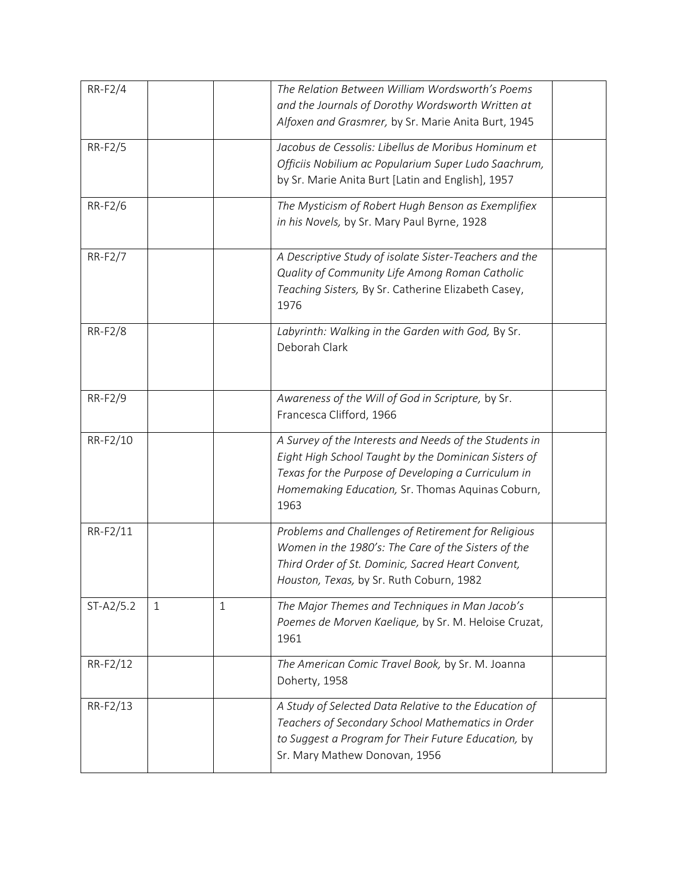| | | | | |
|---|---|---|---|---|
| RR-F2/4 | | | *The Relation Between William Wordsworth's Poems and the Journals of Dorothy Wordsworth Written at Alfoxen and Grasmrer,* by Sr. Marie Anita Burt, 1945 | |
| RR-F2/5 | | | *Jacobus de Cessolis: Libellus de Moribus Hominum et Officiis Nobilium ac Popularium Super Ludo Saachrum,* by Sr. Marie Anita Burt [Latin and English], 1957 | |
| RR-F2/6 | | | *The Mysticism of Robert Hugh Benson as Exemplifiex in his Novels,* by Sr. Mary Paul Byrne, 1928 | |
| RR-F2/7 | | | *A Descriptive Study of isolate Sister-Teachers and the Quality of Community Life Among Roman Catholic Teaching Sisters,* By Sr. Catherine Elizabeth Casey, 1976 | |
| RR-F2/8 | | | *Labyrinth: Walking in the Garden with God,* By Sr. Deborah Clark | |
| RR-F2/9 | | | *Awareness of the Will of God in Scripture,* by Sr. Francesca Clifford, 1966 | |
| RR-F2/10 | | | *A Survey of the Interests and Needs of the Students in Eight High School Taught by the Dominican Sisters of Texas for the Purpose of Developing a Curriculum in Homemaking Education,* Sr. Thomas Aquinas Coburn, 1963 | |
| RR-F2/11 | | | *Problems and Challenges of Retirement for Religious Women in the 1980's: The Care of the Sisters of the Third Order of St. Dominic, Sacred Heart Convent, Houston, Texas,* by Sr. Ruth Coburn, 1982 | |
| ST-A2/5.2 | 1 | 1 | *The Major Themes and Techniques in Man Jacob's Poemes de Morven Kaelique,* by Sr. M. Heloise Cruzat, 1961 | |
| RR-F2/12 | | | *The American Comic Travel Book,* by Sr. M. Joanna Doherty, 1958 | |
| RR-F2/13 | | | *A Study of Selected Data Relative to the Education of Teachers of Secondary School Mathematics in Order to Suggest a Program for Their Future Education,* by Sr. Mary Mathew Donovan, 1956 | |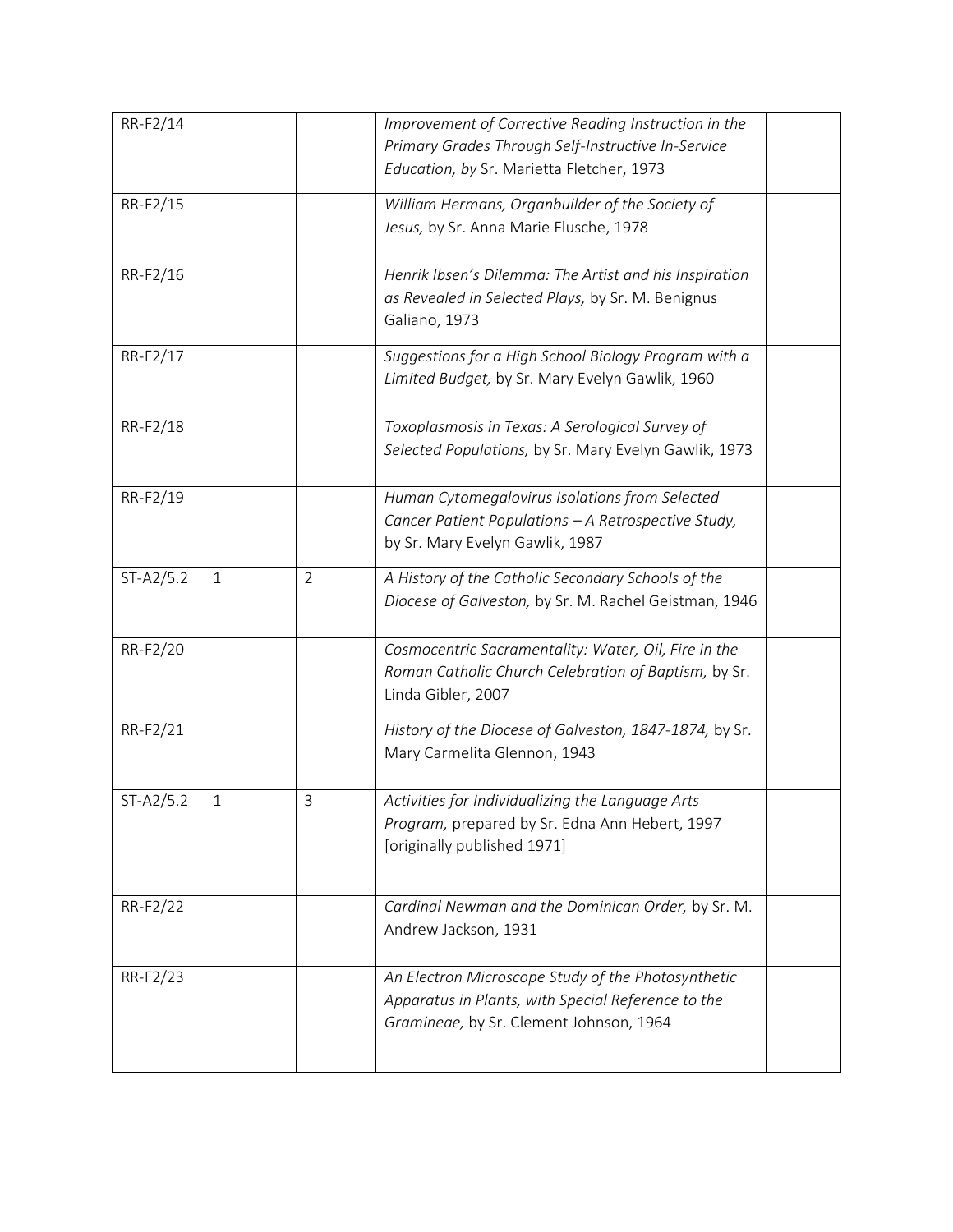| | | | | |
|---|---|---|---|---|
| RR-F2/14 | | | *Improvement of Corrective Reading Instruction in the Primary Grades Through Self-Instructive In-Service Education, by* Sr. Marietta Fletcher, 1973 | |
| RR-F2/15 | | | *William Hermans, Organbuilder of the Society of Jesus,* by Sr. Anna Marie Flusche, 1978 | |
| RR-F2/16 | | | *Henrik Ibsen's Dilemma: The Artist and his Inspiration as Revealed in Selected Plays,* by Sr. M. Benignus Galiano, 1973 | |
| RR-F2/17 | | | *Suggestions for a High School Biology Program with a Limited Budget,* by Sr. Mary Evelyn Gawlik, 1960 | |
| RR-F2/18 | | | *Toxoplasmosis in Texas: A Serological Survey of Selected Populations,* by Sr. Mary Evelyn Gawlik, 1973 | |
| RR-F2/19 | | | *Human Cytomegalovirus Isolations from Selected Cancer Patient Populations – A Retrospective Study,* by Sr. Mary Evelyn Gawlik, 1987 | |
| ST-A2/5.2 | 1 | 2 | *A History of the Catholic Secondary Schools of the Diocese of Galveston,* by Sr. M. Rachel Geistman, 1946 | |
| RR-F2/20 | | | *Cosmocentric Sacramentality: Water, Oil, Fire in the Roman Catholic Church Celebration of Baptism,* by Sr. Linda Gibler, 2007 | |
| RR-F2/21 | | | *History of the Diocese of Galveston, 1847-1874,* by Sr. Mary Carmelita Glennon, 1943 | |
| ST-A2/5.2 | 1 | 3 | *Activities for Individualizing the Language Arts Program,* prepared by Sr. Edna Ann Hebert, 1997 [originally published 1971] | |
| RR-F2/22 | | | *Cardinal Newman and the Dominican Order,* by Sr. M. Andrew Jackson, 1931 | |
| RR-F2/23 | | | *An Electron Microscope Study of the Photosynthetic Apparatus in Plants, with Special Reference to the Gramineae,* by Sr. Clement Johnson, 1964 | |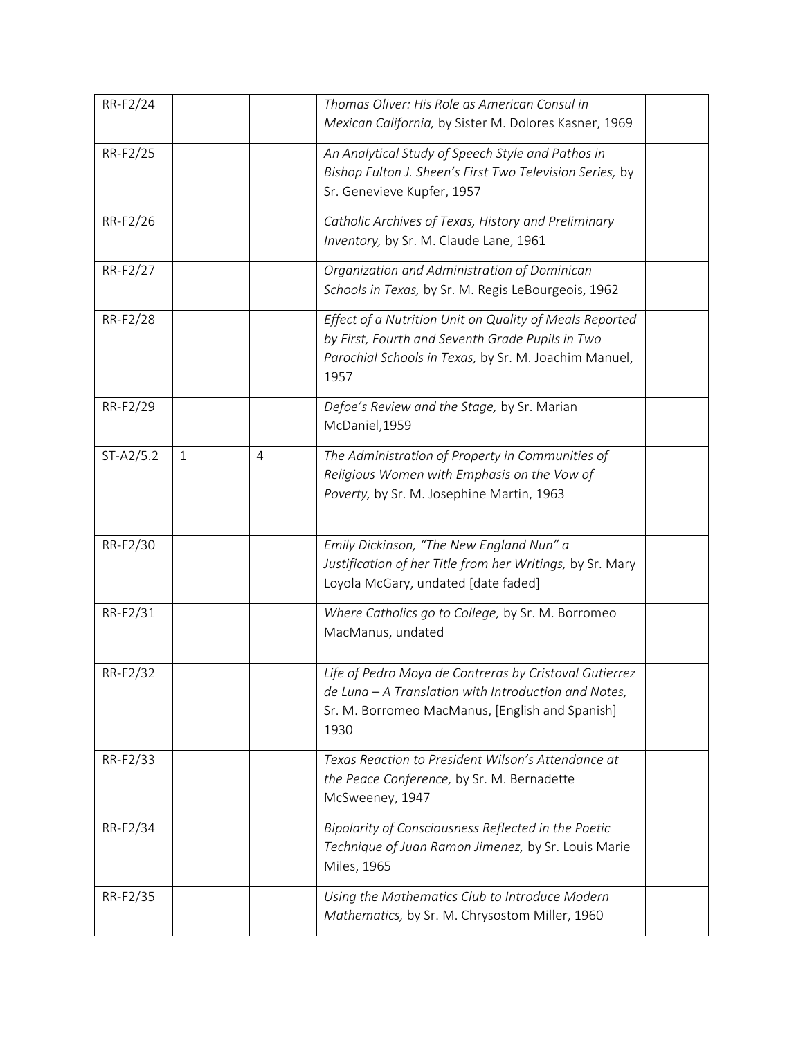| | | | | |
|---|---|---|---|---|
| RR-F2/24 | | | *Thomas Oliver: His Role as American Consul in Mexican California,* by Sister M. Dolores Kasner, 1969 | |
| RR-F2/25 | | | *An Analytical Study of Speech Style and Pathos in Bishop Fulton J. Sheen's First Two Television Series,* by Sr. Genevieve Kupfer, 1957 | |
| RR-F2/26 | | | *Catholic Archives of Texas, History and Preliminary Inventory,* by Sr. M. Claude Lane, 1961 | |
| RR-F2/27 | | | *Organization and Administration of Dominican Schools in Texas,* by Sr. M. Regis LeBourgeois, 1962 | |
| RR-F2/28 | | | *Effect of a Nutrition Unit on Quality of Meals Reported by First, Fourth and Seventh Grade Pupils in Two Parochial Schools in Texas,* by Sr. M. Joachim Manuel, 1957 | |
| RR-F2/29 | | | *Defoe's Review and the Stage,* by Sr. Marian McDaniel,1959 | |
| ST-A2/5.2 | 1 | 4 | *The Administration of Property in Communities of Religious Women with Emphasis on the Vow of Poverty,* by Sr. M. Josephine Martin, 1963 | |
| RR-F2/30 | | | *Emily Dickinson, "The New England Nun" a Justification of her Title from her Writings,* by Sr. Mary Loyola McGary, undated [date faded] | |
| RR-F2/31 | | | *Where Catholics go to College,* by Sr. M. Borromeo MacManus, undated | |
| RR-F2/32 | | | *Life of Pedro Moya de Contreras by Cristoval Gutierrez de Luna – A Translation with Introduction and Notes,* Sr. M. Borromeo MacManus, [English and Spanish] 1930 | |
| RR-F2/33 | | | *Texas Reaction to President Wilson's Attendance at the Peace Conference,* by Sr. M. Bernadette McSweeney, 1947 | |
| RR-F2/34 | | | *Bipolarity of Consciousness Reflected in the Poetic Technique of Juan Ramon Jimenez,* by Sr. Louis Marie Miles, 1965 | |
| RR-F2/35 | | | *Using the Mathematics Club to Introduce Modern Mathematics,* by Sr. M. Chrysostom Miller, 1960 | |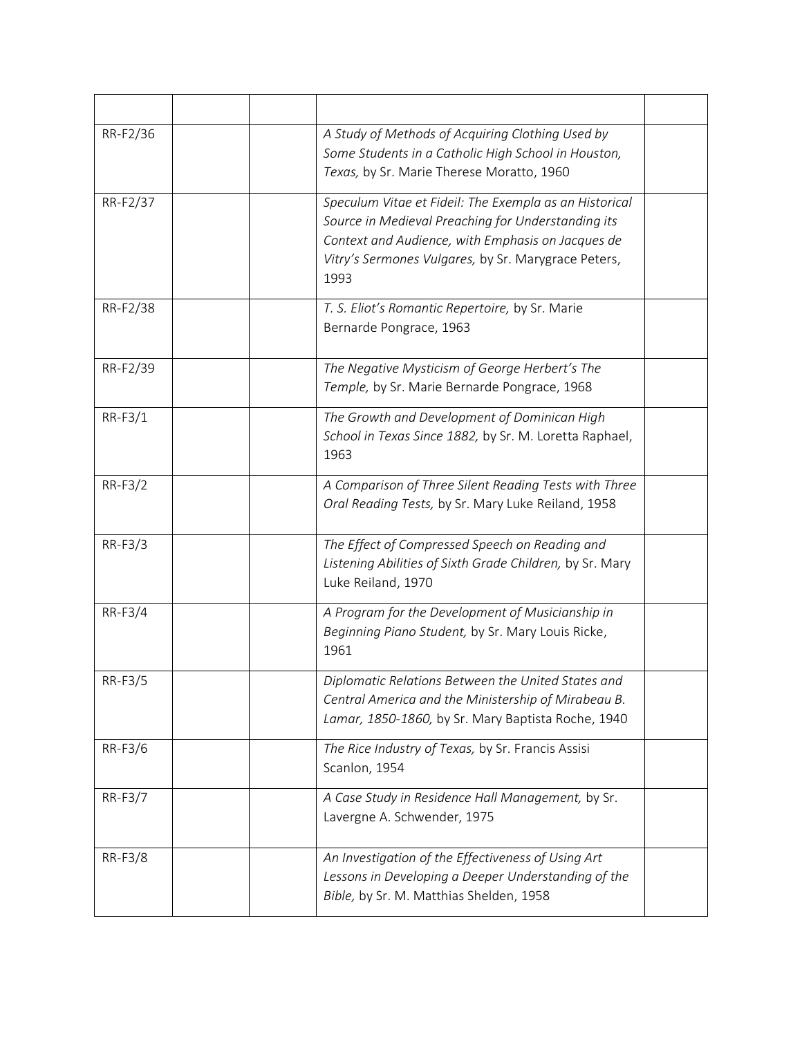| | | | | |
|---|---|---|---|---|
| RR-F2/36 | | | *A Study of Methods of Acquiring Clothing Used by Some Students in a Catholic High School in Houston, Texas,* by Sr. Marie Therese Moratto, 1960 | |
| RR-F2/37 | | | *Speculum Vitae et Fideil: The Exempla as an Historical Source in Medieval Preaching for Understanding its Context and Audience, with Emphasis on Jacques de Vitry's Sermones Vulgares,* by Sr. Marygrace Peters, 1993 | |
| RR-F2/38 | | | *T. S. Eliot's Romantic Repertoire,* by Sr. Marie Bernarde Pongrace, 1963 | |
| RR-F2/39 | | | *The Negative Mysticism of George Herbert's The Temple,* by Sr. Marie Bernarde Pongrace, 1968 | |
| RR-F3/1 | | | *The Growth and Development of Dominican High School in Texas Since 1882,* by Sr. M. Loretta Raphael, 1963 | |
| RR-F3/2 | | | *A Comparison of Three Silent Reading Tests with Three Oral Reading Tests,* by Sr. Mary Luke Reiland, 1958 | |
| RR-F3/3 | | | *The Effect of Compressed Speech on Reading and Listening Abilities of Sixth Grade Children,* by Sr. Mary Luke Reiland, 1970 | |
| RR-F3/4 | | | *A Program for the Development of Musicianship in Beginning Piano Student,* by Sr. Mary Louis Ricke, 1961 | |
| RR-F3/5 | | | *Diplomatic Relations Between the United States and Central America and the Ministership of Mirabeau B. Lamar, 1850-1860,* by Sr. Mary Baptista Roche, 1940 | |
| RR-F3/6 | | | *The Rice Industry of Texas,* by Sr. Francis Assisi Scanlon, 1954 | |
| RR-F3/7 | | | *A Case Study in Residence Hall Management,* by Sr. Lavergne A. Schwender, 1975 | |
| RR-F3/8 | | | *An Investigation of the Effectiveness of Using Art Lessons in Developing a Deeper Understanding of the Bible,* by Sr. M. Matthias Shelden, 1958 | |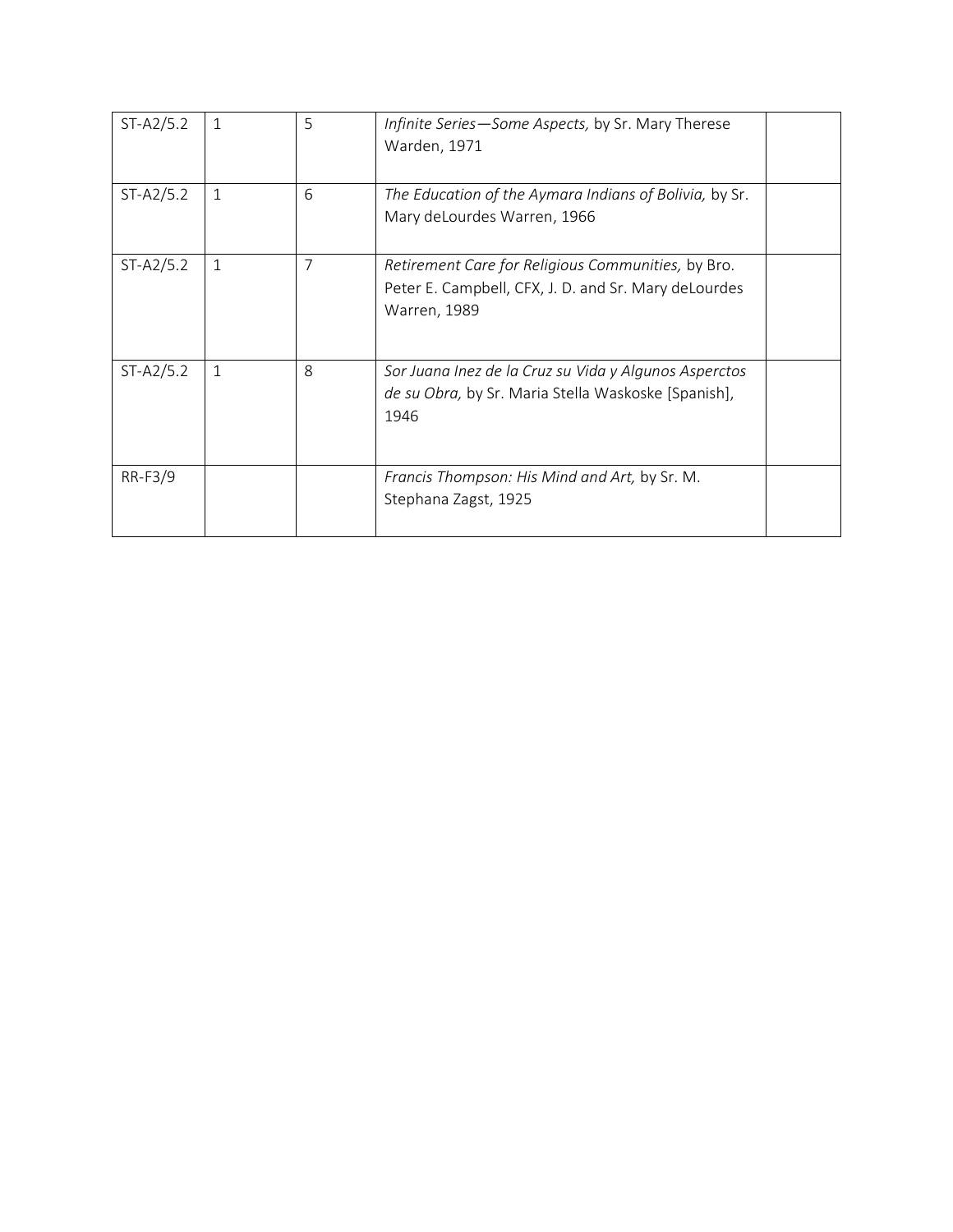| | | | | |
|---|---|---|---|---|
| ST-A2/5.2 | 1 | 5 | *Infinite Series—Some Aspects,* by Sr. Mary Therese Warden, 1971 | |
| ST-A2/5.2 | 1 | 6 | *The Education of the Aymara Indians of Bolivia,* by Sr. Mary deLourdes Warren, 1966 | |
| ST-A2/5.2 | 1 | 7 | *Retirement Care for Religious Communities,* by Bro. Peter E. Campbell, CFX, J. D. and Sr. Mary deLourdes Warren, 1989 | |
| ST-A2/5.2 | 1 | 8 | *Sor Juana Inez de la Cruz su Vida y Algunos Asperctos de su Obra,* by Sr. Maria Stella Waskoske [Spanish], 1946 | |
| RR-F3/9 | | | *Francis Thompson: His Mind and Art,* by Sr. M. Stephana Zagst, 1925 | |